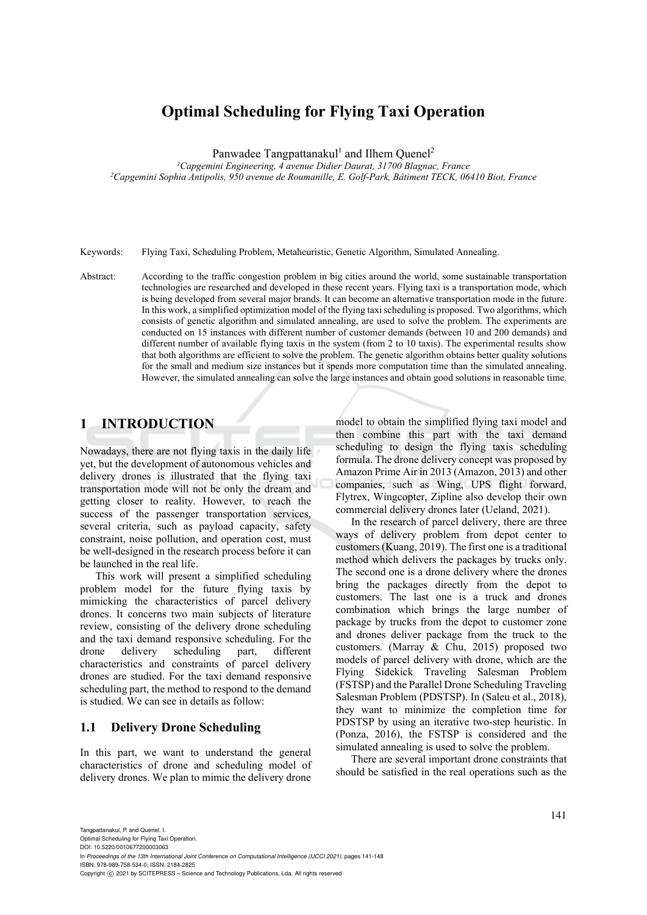# Optimal Scheduling for Flying Taxi Operation

Panwadee Tangpattanakul[1] and Ilhem Quenel[2]

[1]*Capgemini Engineering, 4 avenue Didier Daurat, 31700 Blagnac, France*
[2]*Capgemini Sophia Antipolis, 950 avenue de Roumanille, E. Golf-Park, Bâtiment TECK, 06410 Biot, France*

Keywords: Flying Taxi, Scheduling Problem, Metaheuristic, Genetic Algorithm, Simulated Annealing.

Abstract: According to the traffic congestion problem in big cities around the world, some sustainable transportation technologies are researched and developed in these recent years. Flying taxi is a transportation mode, which is being developed from several major brands. It can become an alternative transportation mode in the future. In this work, a simplified optimization model of the flying taxi scheduling is proposed. Two algorithms, which consists of genetic algorithm and simulated annealing, are used to solve the problem. The experiments are conducted on 15 instances with different number of customer demands (between 10 and 200 demands) and different number of available flying taxis in the system (from 2 to 10 taxis). The experimental results show that both algorithms are efficient to solve the problem. The genetic algorithm obtains better quality solutions for the small and medium size instances but it spends more computation time than the simulated annealing. However, the simulated annealing can solve the large instances and obtain good solutions in reasonable time.

## 1 INTRODUCTION

Nowadays, there are not flying taxis in the daily life yet, but the development of autonomous vehicles and delivery drones is illustrated that the flying taxi transportation mode will not be only the dream and getting closer to reality. However, to reach the success of the passenger transportation services, several criteria, such as payload capacity, safety constraint, noise pollution, and operation cost, must be well-designed in the research process before it can be launched in the real life.

This work will present a simplified scheduling problem model for the future flying taxis by mimicking the characteristics of parcel delivery drones. It concerns two main subjects of literature review, consisting of the delivery drone scheduling and the taxi demand responsive scheduling. For the drone delivery scheduling part, different characteristics and constraints of parcel delivery drones are studied. For the taxi demand responsive scheduling part, the method to respond to the demand is studied. We can see in details as follow:

### 1.1 Delivery Drone Scheduling

In this part, we want to understand the general characteristics of drone and scheduling model of delivery drones. We plan to mimic the delivery drone model to obtain the simplified flying taxi model and then combine this part with the taxi demand scheduling to design the flying taxis scheduling formula. The drone delivery concept was proposed by Amazon Prime Air in 2013 (Amazon, 2013) and other companies, such as Wing, UPS flight forward, Flytrex, Wingcopter, Zipline also develop their own commercial delivery drones later (Ueland, 2021).

In the research of parcel delivery, there are three ways of delivery problem from depot center to customers (Kuang, 2019). The first one is a traditional method which delivers the packages by trucks only. The second one is a drone delivery where the drones bring the packages directly from the depot to customers. The last one is a truck and drones combination which brings the large number of package by trucks from the depot to customer zone and drones deliver package from the truck to the customers. (Marray & Chu, 2015) proposed two models of parcel delivery with drone, which are the Flying Sidekick Traveling Salesman Problem (FSTSP) and the Parallel Drone Scheduling Traveling Salesman Problem (PDSTSP). In (Saleu et al., 2018), they want to minimize the completion time for PDSTSP by using an iterative two-step heuristic. In (Ponza, 2016), the FSTSP is considered and the simulated annealing is used to solve the problem.

There are several important drone constraints that should be satisfied in the real operations such as the

Tangpattanakul, P. and Quenel, I.
Optimal Scheduling for Flying Taxi Operation.
DOI: 10.5220/0010677200003063
In *Proceedings of the 13th International Joint Conference on Computational Intelligence (IJCCI 2021)*, pages 141-148
ISBN: 978-989-758-534-0; ISSN: 2184-2825
Copyright © 2021 by SCITEPRESS – Science and Technology Publications, Lda. All rights reserved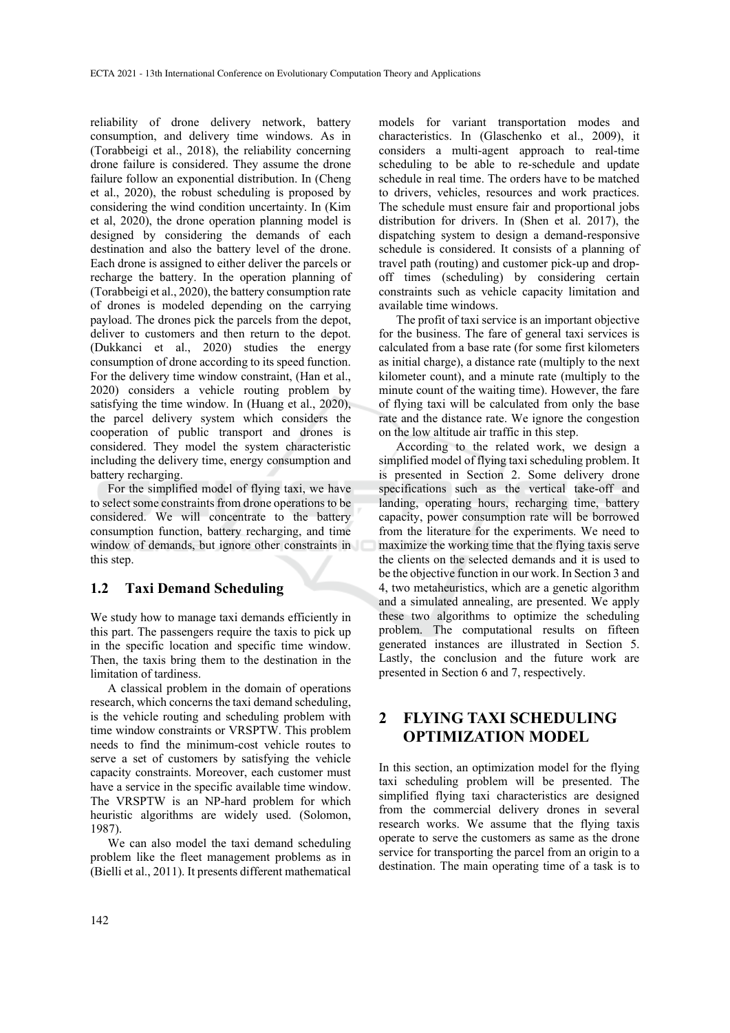reliability of drone delivery network, battery consumption, and delivery time windows. As in (Torabbeigi et al., 2018), the reliability concerning drone failure is considered. They assume the drone failure follow an exponential distribution. In (Cheng et al., 2020), the robust scheduling is proposed by considering the wind condition uncertainty. In (Kim et al, 2020), the drone operation planning model is designed by considering the demands of each destination and also the battery level of the drone. Each drone is assigned to either deliver the parcels or recharge the battery. In the operation planning of (Torabbeigi et al., 2020), the battery consumption rate of drones is modeled depending on the carrying payload. The drones pick the parcels from the depot, deliver to customers and then return to the depot. (Dukkanci et al., 2020) studies the energy consumption of drone according to its speed function. For the delivery time window constraint, (Han et al., 2020) considers a vehicle routing problem by satisfying the time window. In (Huang et al., 2020), the parcel delivery system which considers the cooperation of public transport and drones is considered. They model the system characteristic including the delivery time, energy consumption and battery recharging.

For the simplified model of flying taxi, we have to select some constraints from drone operations to be considered. We will concentrate to the battery consumption function, battery recharging, and time window of demands, but ignore other constraints in this step.

### 1.2 Taxi Demand Scheduling

We study how to manage taxi demands efficiently in this part. The passengers require the taxis to pick up in the specific location and specific time window. Then, the taxis bring them to the destination in the limitation of tardiness.

A classical problem in the domain of operations research, which concerns the taxi demand scheduling, is the vehicle routing and scheduling problem with time window constraints or VRSPTW. This problem needs to find the minimum-cost vehicle routes to serve a set of customers by satisfying the vehicle capacity constraints. Moreover, each customer must have a service in the specific available time window. The VRSPTW is an NP-hard problem for which heuristic algorithms are widely used. (Solomon, 1987).

We can also model the taxi demand scheduling problem like the fleet management problems as in (Bielli et al., 2011). It presents different mathematical models for variant transportation modes and characteristics. In (Glaschenko et al., 2009), it considers a multi-agent approach to real-time scheduling to be able to re-schedule and update schedule in real time. The orders have to be matched to drivers, vehicles, resources and work practices. The schedule must ensure fair and proportional jobs distribution for drivers. In (Shen et al. 2017), the dispatching system to design a demand-responsive schedule is considered. It consists of a planning of travel path (routing) and customer pick-up and drop-off times (scheduling) by considering certain constraints such as vehicle capacity limitation and available time windows.

The profit of taxi service is an important objective for the business. The fare of general taxi services is calculated from a base rate (for some first kilometers as initial charge), a distance rate (multiply to the next kilometer count), and a minute rate (multiply to the minute count of the waiting time). However, the fare of flying taxi will be calculated from only the base rate and the distance rate. We ignore the congestion on the low altitude air traffic in this step.

According to the related work, we design a simplified model of flying taxi scheduling problem. It is presented in Section 2. Some delivery drone specifications such as the vertical take-off and landing, operating hours, recharging time, battery capacity, power consumption rate will be borrowed from the literature for the experiments. We need to maximize the working time that the flying taxis serve the clients on the selected demands and it is used to be the objective function in our work. In Section 3 and 4, two metaheuristics, which are a genetic algorithm and a simulated annealing, are presented. We apply these two algorithms to optimize the scheduling problem. The computational results on fifteen generated instances are illustrated in Section 5. Lastly, the conclusion and the future work are presented in Section 6 and 7, respectively.

## 2 FLYING TAXI SCHEDULING OPTIMIZATION MODEL

In this section, an optimization model for the flying taxi scheduling problem will be presented. The simplified flying taxi characteristics are designed from the commercial delivery drones in several research works. We assume that the flying taxis operate to serve the customers as same as the drone service for transporting the parcel from an origin to a destination. The main operating time of a task is to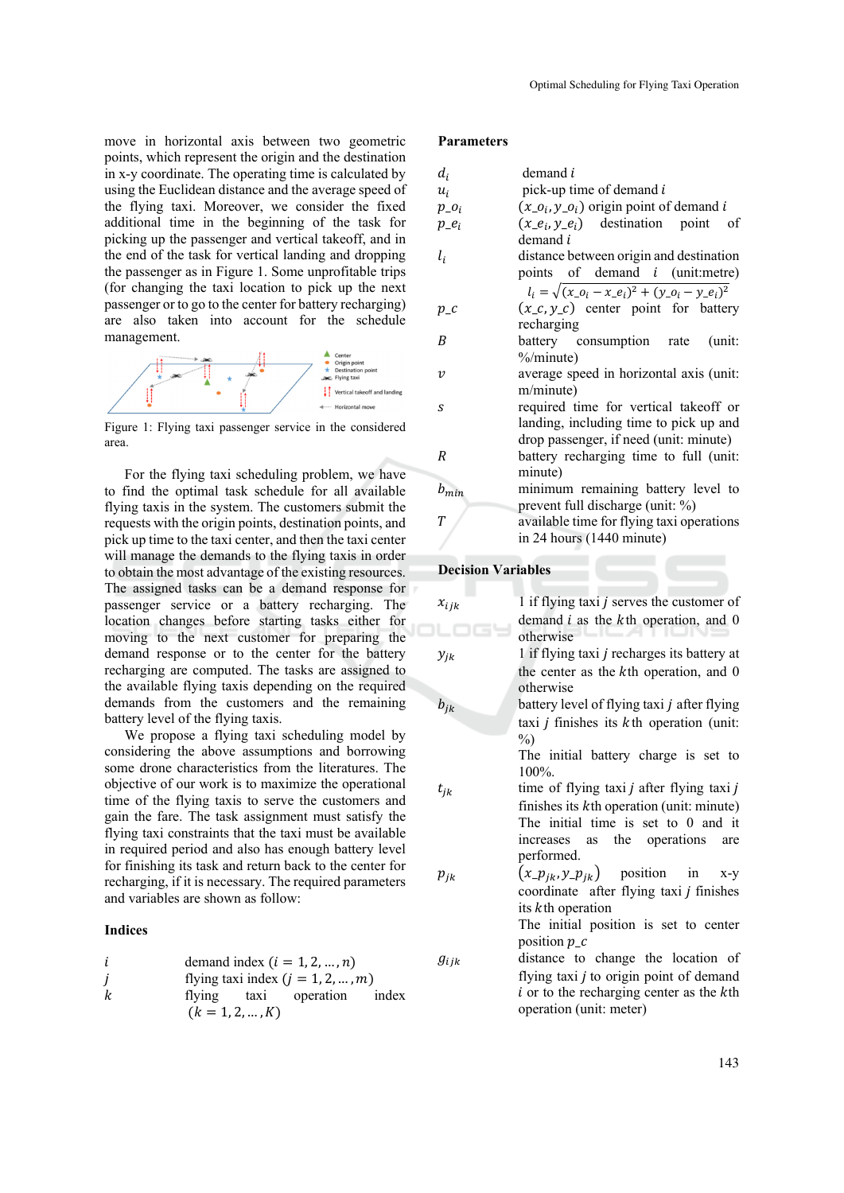move in horizontal axis between two geometric points, which represent the origin and the destination in x-y coordinate. The operating time is calculated by using the Euclidean distance and the average speed of the flying taxi. Moreover, we consider the fixed additional time in the beginning of the task for picking up the passenger and vertical takeoff, and in the end of the task for vertical landing and dropping the passenger as in Figure 1. Some unprofitable trips (for changing the taxi location to pick up the next passenger or to go to the center for battery recharging) are also taken into account for the schedule management.

Figure 1: Flying taxi passenger service in the considered area.

For the flying taxi scheduling problem, we have to find the optimal task schedule for all available flying taxis in the system. The customers submit the requests with the origin points, destination points, and pick up time to the taxi center, and then the taxi center will manage the demands to the flying taxis in order to obtain the most advantage of the existing resources. The assigned tasks can be a demand response for passenger service or a battery recharging. The location changes before starting tasks either for moving to the next customer for preparing the demand response or to the center for the battery recharging are computed. The tasks are assigned to the available flying taxis depending on the required demands from the customers and the remaining battery level of the flying taxis.

We propose a flying taxi scheduling model by considering the above assumptions and borrowing some drone characteristics from the literatures. The objective of our work is to maximize the operational time of the flying taxis to serve the customers and gain the fare. The task assignment must satisfy the flying taxi constraints that the taxi must be available in required period and also has enough battery level for finishing its task and return back to the center for recharging, if it is necessary. The required parameters and variables are shown as follow:

### Indices

| | |
|---|---|
| $i$ | demand index ($i = 1, 2, \dots, n$) |
| $j$ | flying taxi index ($j = 1, 2, \dots, m$) |
| $k$ | flying taxi operation index ($k = 1, 2, \dots, K$) |

### Parameters

| | |
|---|---|
| $d_i$ | demand $i$ |
| $u_i$ | pick-up time of demand $i$ |
| $p\_o_i$ | $(x\_o_i, y\_o_i)$ origin point of demand $i$ |
| $p\_e_i$ | $(x\_e_i, y\_e_i)$ destination point of demand $i$ |
| $l_i$ | distance between origin and destination points of demand $i$ (unit:metre) $l_i = \sqrt{(x\_o_i - x\_e_i)^2 + (y\_o_i - y\_e_i)^2}$ |
| $p\_c$ | $(x\_c, y\_c)$ center point for battery recharging |
| $B$ | battery consumption rate (unit: %/minute) |
| $v$ | average speed in horizontal axis (unit: m/minute) |
| $s$ | required time for vertical takeoff or landing, including time to pick up and drop passenger, if need (unit: minute) |
| $R$ | battery recharging time to full (unit: minute) |
| $b_{min}$ | minimum remaining battery level to prevent full discharge (unit: %) |
| $T$ | available time for flying taxi operations in 24 hours (1440 minute) |

### Decision Variables

| | |
|---|---|
| $x_{ijk}$ | 1 if flying taxi $j$ serves the customer of demand $i$ as the $k$th operation, and 0 otherwise |
| $y_{jk}$ | 1 if flying taxi $j$ recharges its battery at the center as the $k$th operation, and 0 otherwise |
| $b_{jk}$ | battery level of flying taxi $j$ after flying taxi $j$ finishes its $k$th operation (unit: %) The initial battery charge is set to 100%. |
| $t_{jk}$ | time of flying taxi $j$ after flying taxi $j$ finishes its $k$th operation (unit: minute) The initial time is set to 0 and it increases as the operations are performed. |
| $p_{jk}$ | $(x\_p_{jk}, y\_p_{jk})$ position in x-y coordinate after flying taxi $j$ finishes its $k$th operation The initial position is set to center position $p\_c$ |
| $g_{ijk}$ | distance to change the location of flying taxi $j$ to origin point of demand $i$ or to the recharging center as the $k$th operation (unit: meter) |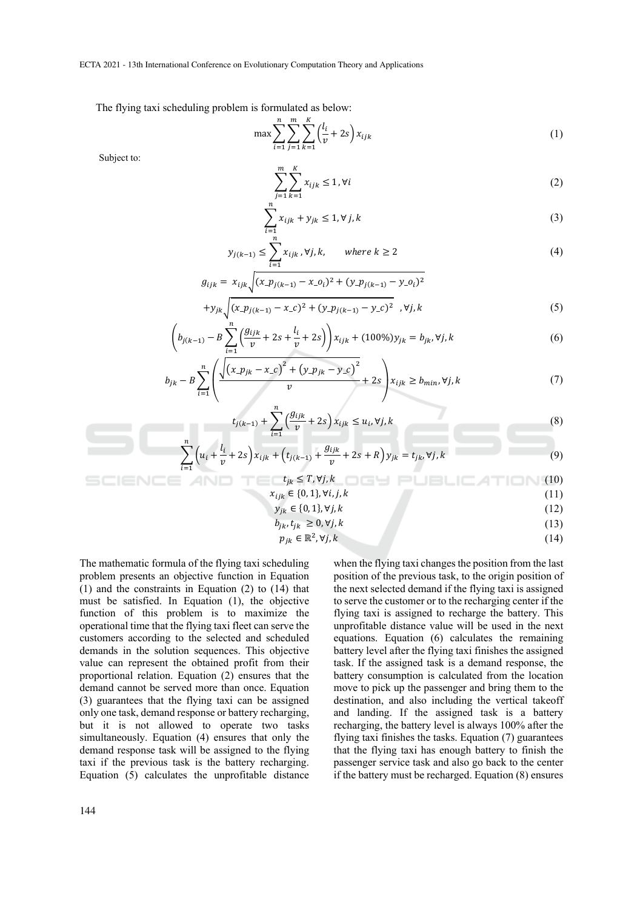The flying taxi scheduling problem is formulated as below:

$$\max \sum_{i=1}^{n} \sum_{j=1}^{m} \sum_{k=1}^{K} \left( \frac{l_i}{v} + 2s \right) x_{ijk} \tag{1}$$

Subject to:

$$\sum_{j=1}^{m} \sum_{k=1}^{K} x_{ijk} \leq 1, \forall i \tag{2}$$

$$\sum_{i=1}^{n} x_{ijk} + y_{jk} \leq 1, \forall j, k \tag{3}$$

$$y_{j(k-1)} \leq \sum_{i=1}^{n} x_{ijk}, \forall j, k, \qquad where\ k \geq 2 \tag{4}$$

$$g_{ijk} = x_{ijk} \sqrt{(x\_p_{j(k-1)} - x\_o_i)^2 + (y\_p_{j(k-1)} - y\_o_i)^2} + y_{jk} \sqrt{(x\_p_{j(k-1)} - x\_c)^2 + (y\_p_{j(k-1)} - y\_c)^2} \quad , \forall j, k \tag{5}$$

$$\left( b_{j(k-1)} - B \sum_{i=1}^{n} \left( \frac{g_{ijk}}{v} + 2s + \frac{l_i}{v} + 2s \right) \right) x_{ijk} + (100\%) y_{jk} = b_{jk}, \forall j, k \tag{6}$$

$$b_{jk} - B \sum_{i=1}^{n} \left( \frac{\sqrt{\left(x\_p_{jk} - x\_c\right)^2 + \left(y\_p_{jk} - y\_c\right)^2}}{v} + 2s \right) x_{ijk} \geq b_{min}, \forall j, k \tag{7}$$

$$t_{j(k-1)} + \sum_{i=1}^{n} \left( \frac{g_{ijk}}{v} + 2s \right) x_{ijk} \leq u_i, \forall j, k \tag{8}$$

$$\sum_{i=1}^{n} \left( u_i + \frac{l_i}{v} + 2s \right) x_{ijk} + \left( t_{j(k-1)} + \frac{g_{ijk}}{v} + 2s + R \right) y_{jk} = t_{jk}, \forall j, k \tag{9}$$

$$t_{jk} \leq T, \forall j, k \tag{10}$$

$$x_{ijk} \in \{0, 1\}, \forall i, j, k \tag{11}$$

$$y_{jk} \in \{0, 1\}, \forall j, k \tag{12}$$

$$b_{jk}, t_{jk} \geq 0, \forall j, k \tag{13}$$

$$p_{jk} \in \mathbb{R}^2, \forall j, k \tag{14}$$

The mathematic formula of the flying taxi scheduling problem presents an objective function in Equation (1) and the constraints in Equation (2) to (14) that must be satisfied. In Equation (1), the objective function of this problem is to maximize the operational time that the flying taxi fleet can serve the customers according to the selected and scheduled demands in the solution sequences. This objective value can represent the obtained profit from their proportional relation. Equation (2) ensures that the demand cannot be served more than once. Equation (3) guarantees that the flying taxi can be assigned only one task, demand response or battery recharging, but it is not allowed to operate two tasks simultaneously. Equation (4) ensures that only the demand response task will be assigned to the flying taxi if the previous task is the battery recharging. Equation (5) calculates the unprofitable distance when the flying taxi changes the position from the last position of the previous task, to the origin position of the next selected demand if the flying taxi is assigned to serve the customer or to the recharging center if the flying taxi is assigned to recharge the battery. This unprofitable distance value will be used in the next equations. Equation (6) calculates the remaining battery level after the flying taxi finishes the assigned task. If the assigned task is a demand response, the battery consumption is calculated from the location move to pick up the passenger and bring them to the destination, and also including the vertical takeoff and landing. If the assigned task is a battery recharging, the battery level is always 100% after the flying taxi finishes the tasks. Equation (7) guarantees that the flying taxi has enough battery to finish the passenger service task and also go back to the center if the battery must be recharged. Equation (8) ensures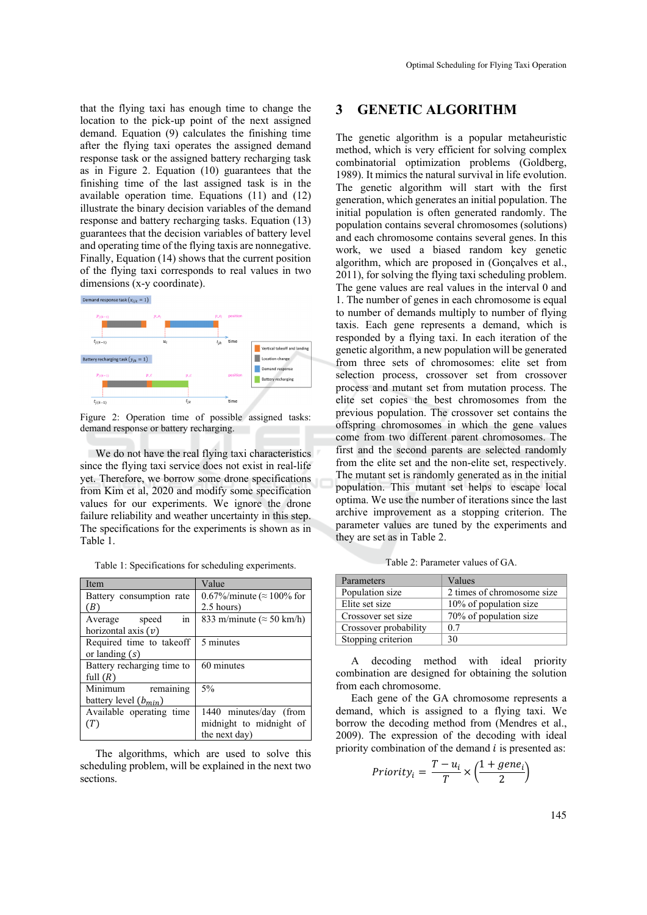that the flying taxi has enough time to change the location to the pick-up point of the next assigned demand. Equation (9) calculates the finishing time after the flying taxi operates the assigned demand response task or the assigned battery recharging task as in Figure 2. Equation (10) guarantees that the finishing time of the last assigned task is in the available operation time. Equations (11) and (12) illustrate the binary decision variables of the demand response and battery recharging tasks. Equation (13) guarantees that the decision variables of battery level and operating time of the flying taxis are nonnegative. Finally, Equation (14) shows that the current position of the flying taxi corresponds to real values in two dimensions (x-y coordinate).

Figure 2: Operation time of possible assigned tasks: demand response or battery recharging.

We do not have the real flying taxi characteristics since the flying taxi service does not exist in real-life yet. Therefore, we borrow some drone specifications from Kim et al, 2020 and modify some specification values for our experiments. We ignore the drone failure reliability and weather uncertainty in this step. The specifications for the experiments is shown as in Table 1.

Table 1: Specifications for scheduling experiments.

| Item | Value |
|---|---|
| Battery consumption rate ($B$) | 0.67%/minute (≈ 100% for 2.5 hours) |
| Average speed in horizontal axis ($v$) | 833 m/minute (≈ 50 km/h) |
| Required time to takeoff or landing ($s$) | 5 minutes |
| Battery recharging time to full ($R$) | 60 minutes |
| Minimum remaining battery level ($b_{min}$) | 5% |
| Available operating time ($T$) | 1440 minutes/day (from midnight to midnight of the next day) |

The algorithms, which are used to solve this scheduling problem, will be explained in the next two sections.

## 3 GENETIC ALGORITHM

The genetic algorithm is a popular metaheuristic method, which is very efficient for solving complex combinatorial optimization problems (Goldberg, 1989). It mimics the natural survival in life evolution. The genetic algorithm will start with the first generation, which generates an initial population. The initial population is often generated randomly. The population contains several chromosomes (solutions) and each chromosome contains several genes. In this work, we used a biased random key genetic algorithm, which are proposed in (Gonçalves et al., 2011), for solving the flying taxi scheduling problem. The gene values are real values in the interval 0 and 1. The number of genes in each chromosome is equal to number of demands multiply to number of flying taxis. Each gene represents a demand, which is responded by a flying taxi. In each iteration of the genetic algorithm, a new population will be generated from three sets of chromosomes: elite set from selection process, crossover set from crossover process and mutant set from mutation process. The elite set copies the best chromosomes from the previous population. The crossover set contains the offspring chromosomes in which the gene values come from two different parent chromosomes. The first and the second parents are selected randomly from the elite set and the non-elite set, respectively. The mutant set is randomly generated as in the initial population. This mutant set helps to escape local optima. We use the number of iterations since the last archive improvement as a stopping criterion. The parameter values are tuned by the experiments and they are set as in Table 2.

Table 2: Parameter values of GA.

| Parameters | Values |
|---|---|
| Population size | 2 times of chromosome size |
| Elite set size | 10% of population size |
| Crossover set size | 70% of population size |
| Crossover probability | 0.7 |
| Stopping criterion | 30 |

A decoding method with ideal priority combination are designed for obtaining the solution from each chromosome.

Each gene of the GA chromosome represents a demand, which is assigned to a flying taxi. We borrow the decoding method from (Mendres et al., 2009). The expression of the decoding with ideal priority combination of the demand $i$ is presented as:

$$Priority_i = \frac{T - u_i}{T} \times \left(\frac{1 + gene_i}{2}\right)$$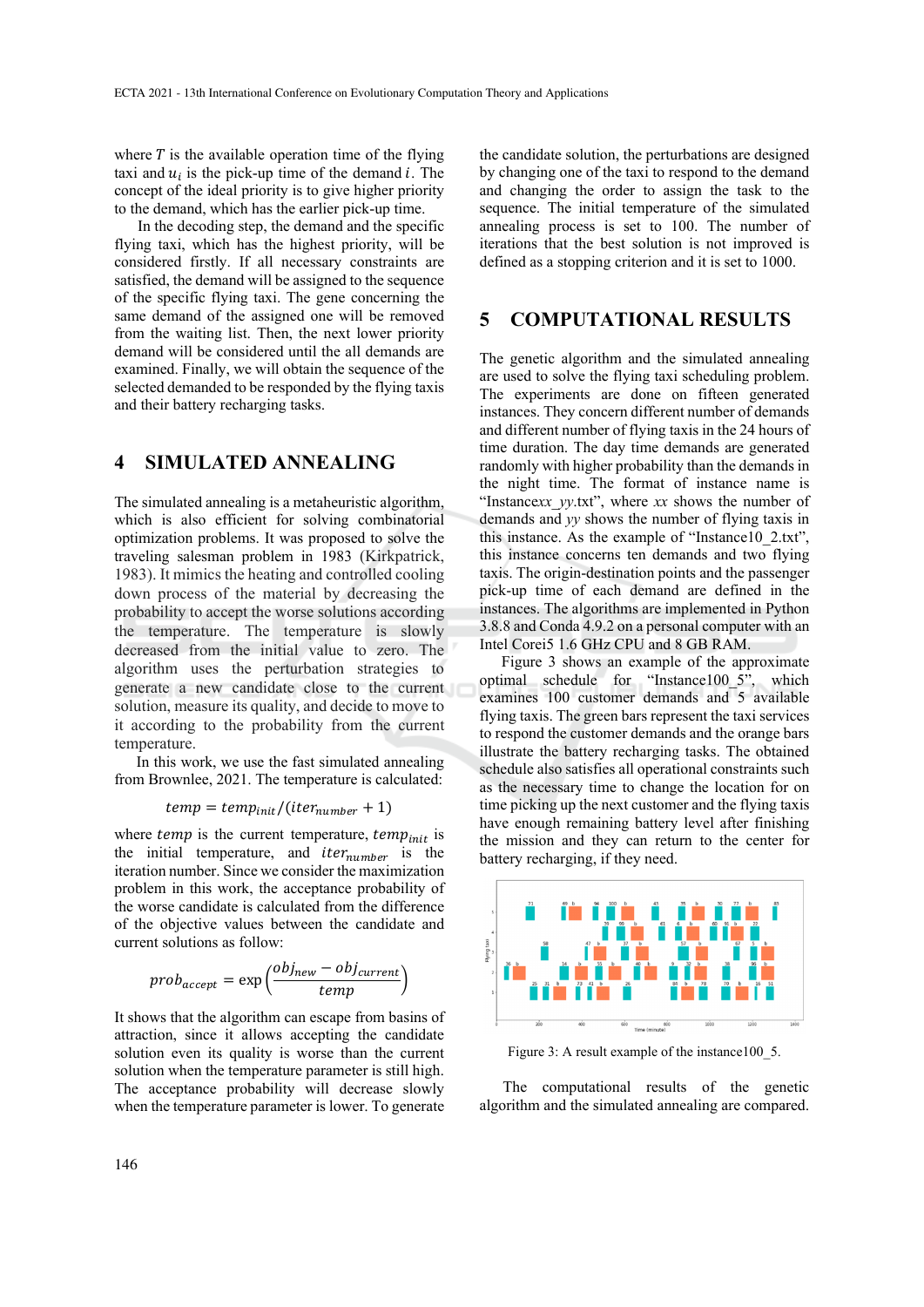where $T$ is the available operation time of the flying taxi and $u_i$ is the pick-up time of the demand $i$. The concept of the ideal priority is to give higher priority to the demand, which has the earlier pick-up time.

In the decoding step, the demand and the specific flying taxi, which has the highest priority, will be considered firstly. If all necessary constraints are satisfied, the demand will be assigned to the sequence of the specific flying taxi. The gene concerning the same demand of the assigned one will be removed from the waiting list. Then, the next lower priority demand will be considered until the all demands are examined. Finally, we will obtain the sequence of the selected demanded to be responded by the flying taxis and their battery recharging tasks.

# 4 SIMULATED ANNEALING

The simulated annealing is a metaheuristic algorithm, which is also efficient for solving combinatorial optimization problems. It was proposed to solve the traveling salesman problem in 1983 (Kirkpatrick, 1983). It mimics the heating and controlled cooling down process of the material by decreasing the probability to accept the worse solutions according the temperature. The temperature is slowly decreased from the initial value to zero. The algorithm uses the perturbation strategies to generate a new candidate close to the current solution, measure its quality, and decide to move to it according to the probability from the current temperature.

In this work, we use the fast simulated annealing from Brownlee, 2021. The temperature is calculated:

$$temp = temp_{init}/(iter_{number} + 1)$$

where $temp$ is the current temperature, $temp_{init}$ is the initial temperature, and $iter_{number}$ is the iteration number. Since we consider the maximization problem in this work, the acceptance probability of the worse candidate is calculated from the difference of the objective values between the candidate and current solutions as follow:

$$prob_{accept} = \exp\left(\frac{obj_{new} - obj_{current}}{temp}\right)$$

It shows that the algorithm can escape from basins of attraction, since it allows accepting the candidate solution even its quality is worse than the current solution when the temperature parameter is still high. The acceptance probability will decrease slowly when the temperature parameter is lower. To generate the candidate solution, the perturbations are designed by changing one of the taxi to respond to the demand and changing the order to assign the task to the sequence. The initial temperature of the simulated annealing process is set to 100. The number of iterations that the best solution is not improved is defined as a stopping criterion and it is set to 1000.

# 5 COMPUTATIONAL RESULTS

The genetic algorithm and the simulated annealing are used to solve the flying taxi scheduling problem. The experiments are done on fifteen generated instances. They concern different number of demands and different number of flying taxis in the 24 hours of time duration. The day time demands are generated randomly with higher probability than the demands in the night time. The format of instance name is "Instance*xx*_*yy*.txt", where *xx* shows the number of demands and *yy* shows the number of flying taxis in this instance. As the example of "Instance10_2.txt", this instance concerns ten demands and two flying taxis. The origin-destination points and the passenger pick-up time of each demand are defined in the instances. The algorithms are implemented in Python 3.8.8 and Conda 4.9.2 on a personal computer with an Intel Corei5 1.6 GHz CPU and 8 GB RAM.

Figure 3 shows an example of the approximate optimal schedule for "Instance100_5", which examines 100 customer demands and 5 available flying taxis. The green bars represent the taxi services to respond the customer demands and the orange bars illustrate the battery recharging tasks. The obtained schedule also satisfies all operational constraints such as the necessary time to change the location for on time picking up the next customer and the flying taxis have enough remaining battery level after finishing the mission and they can return to the center for battery recharging, if they need.

Figure 3: A result example of the instance100_5.

The computational results of the genetic algorithm and the simulated annealing are compared.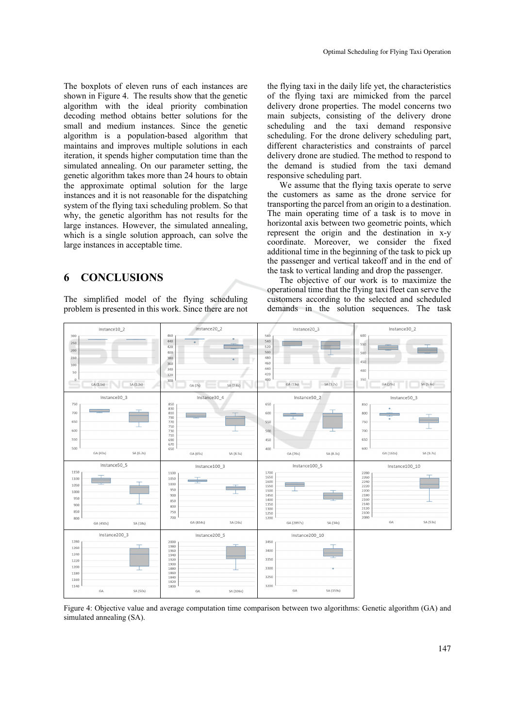The boxplots of eleven runs of each instances are shown in Figure 4. The results show that the genetic algorithm with the ideal priority combination decoding method obtains better solutions for the small and medium instances. Since the genetic algorithm is a population-based algorithm that maintains and improves multiple solutions in each iteration, it spends higher computation time than the simulated annealing. On our parameter setting, the genetic algorithm takes more than 24 hours to obtain the approximate optimal solution for the large instances and it is not reasonable for the dispatching system of the flying taxi scheduling problem. So that why, the genetic algorithm has not results for the large instances. However, the simulated annealing, which is a single solution approach, can solve the large instances in acceptable time.

## 6 CONCLUSIONS

The simplified model of the flying scheduling problem is presented in this work. Since there are not the flying taxi in the daily life yet, the characteristics of the flying taxi are mimicked from the parcel delivery drone properties. The model concerns two main subjects, consisting of the delivery drone scheduling and the taxi demand responsive scheduling. For the drone delivery scheduling part, different characteristics and constraints of parcel delivery drone are studied. The method to respond to the demand is studied from the taxi demand responsive scheduling part.

We assume that the flying taxis operate to serve the customers as same as the drone service for transporting the parcel from an origin to a destination. The main operating time of a task is to move in horizontal axis between two geometric points, which represent the origin and the destination in x-y coordinate. Moreover, we consider the fixed additional time in the beginning of the task to pick up the passenger and vertical takeoff and in the end of the task to vertical landing and drop the passenger.

The objective of our work is to maximize the operational time that the flying taxi fleet can serve the customers according to the selected and scheduled demands in the solution sequences. The task

Figure 4: Objective value and average computation time comparison between two algorithms: Genetic algorithm (GA) and simulated annealing (SA).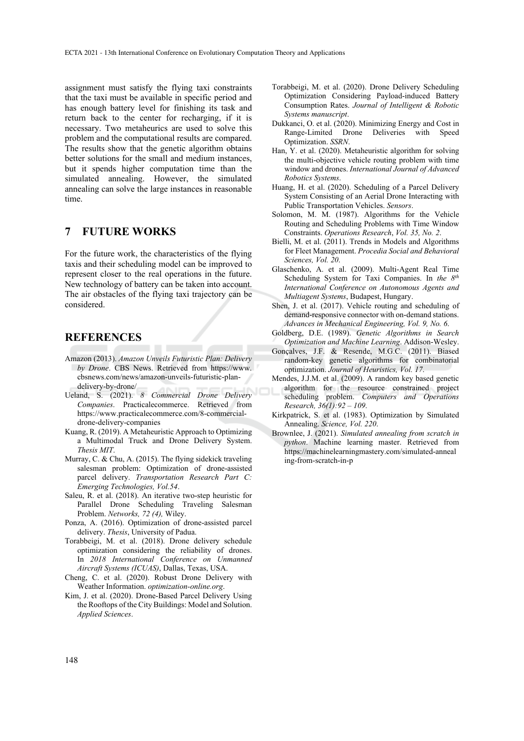assignment must satisfy the flying taxi constraints that the taxi must be available in specific period and has enough battery level for finishing its task and return back to the center for recharging, if it is necessary. Two metaheurics are used to solve this problem and the computational results are compared. The results show that the genetic algorithm obtains better solutions for the small and medium instances, but it spends higher computation time than the simulated annealing. However, the simulated annealing can solve the large instances in reasonable time.

# 7 FUTURE WORKS

For the future work, the characteristics of the flying taxis and their scheduling model can be improved to represent closer to the real operations in the future. New technology of battery can be taken into account. The air obstacles of the flying taxi trajectory can be considered.

# REFERENCES

Amazon (2013). *Amazon Unveils Futuristic Plan: Delivery by Drone*. CBS News. Retrieved from https://www.cbsnews.com/news/amazon-unveils-futuristic-plan-delivery-by-drone/

Ueland, S. (2021). *8 Commercial Drone Delivery Companies*. Practicalecommerce. Retrieved from https://www.practicalecommerce.com/8-commercial-drone-delivery-companies

Kuang, R. (2019). A Metaheuristic Approach to Optimizing a Multimodal Truck and Drone Delivery System. *Thesis MIT*.

Murray, C. & Chu, A. (2015). The flying sidekick traveling salesman problem: Optimization of drone-assisted parcel delivery. *Transportation Research Part C: Emerging Technologies, Vol.54*.

Saleu, R. et al. (2018). An iterative two-step heuristic for Parallel Drone Scheduling Traveling Salesman Problem. *Networks, 72 (4),* Wiley.

Ponza, A. (2016). Optimization of drone-assisted parcel delivery. *Thesis*, University of Padua.

Torabbeigi, M. et al. (2018). Drone delivery schedule optimization considering the reliability of drones. In *2018 International Conference on Unmanned Aircraft Systems (ICUAS)*, Dallas, Texas, USA.

Cheng, C. et al. (2020). Robust Drone Delivery with Weather Information. *optimization-online.org*.

Kim, J. et al. (2020). Drone-Based Parcel Delivery Using the Rooftops of the City Buildings: Model and Solution. *Applied Sciences*.

Torabbeigi, M. et al. (2020). Drone Delivery Scheduling Optimization Considering Payload-induced Battery Consumption Rates. *Journal of Intelligent & Robotic Systems manuscript*.

Dukkanci, O. et al. (2020). Minimizing Energy and Cost in Range-Limited Drone Deliveries with Speed Optimization. *SSRN*.

Han, Y. et al. (2020). Metaheuristic algorithm for solving the multi-objective vehicle routing problem with time window and drones. *International Journal of Advanced Robotics Systems*.

Huang, H. et al. (2020). Scheduling of a Parcel Delivery System Consisting of an Aerial Drone Interacting with Public Transportation Vehicles. *Sensors*.

Solomon, M. M. (1987). Algorithms for the Vehicle Routing and Scheduling Problems with Time Window Constraints. *Operations Research*, *Vol. 35, No. 2*.

Bielli, M. et al. (2011). Trends in Models and Algorithms for Fleet Management. *Procedia Social and Behavioral Sciences, Vol. 20*.

Glaschenko, A. et al. (2009). Multi-Agent Real Time Scheduling System for Taxi Companies. In *the 8th International Conference on Autonomous Agents and Multiagent Systems*, Budapest, Hungary.

Shen, J. et al. (2017). Vehicle routing and scheduling of demand-responsive connector with on-demand stations. *Advances in Mechanical Engineering, Vol. 9, No. 6*.

Goldberg, D.E. (1989). *Genetic Algorithms in Search Optimization and Machine Learning*. Addison-Wesley.

Gonçalves, J.F. & Resende, M.G.C. (2011). Biased random-key genetic algorithms for combinatorial optimization. *Journal of Heuristics, Vol. 17*.

Mendes, J.J.M. et al. (2009). A random key based genetic algorithm for the resource constrained project scheduling problem. *Computers and Operations Research, 36(1):92 – 109*.

Kirkpatrick, S. et al. (1983). Optimization by Simulated Annealing. *Science, Vol. 220*.

Brownlee, J. (2021). *Simulated annealing from scratch in python*. Machine learning master. Retrieved from https://machinelearningmastery.com/simulated-annealing-from-scratch-in-p